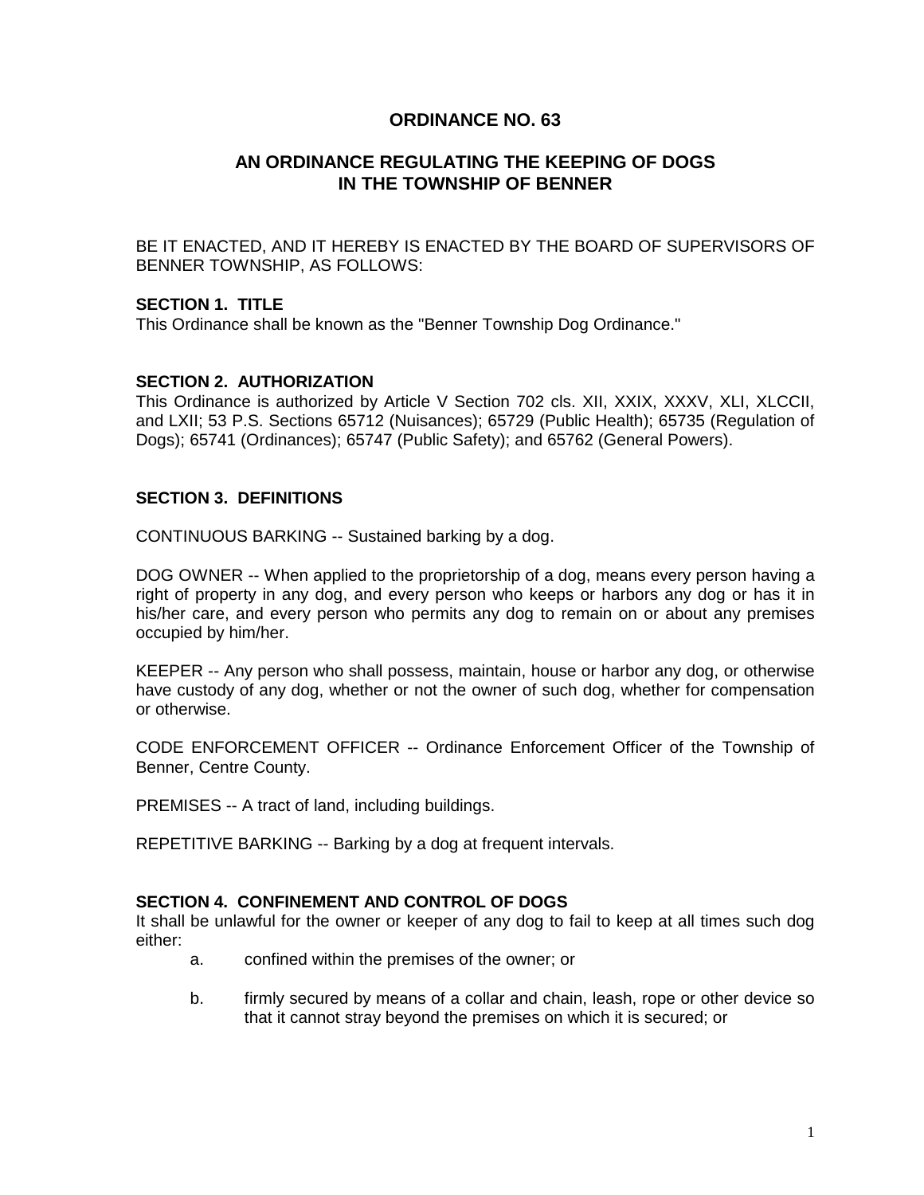# ORDINANCE NO. 63

## AN ORDINANCE REGULATING THE KEEPING OF DOGS IN THE TOWNSHIP OF BENNER

BE IT ENACTED, AND IT HEREBY IS ENACTED BY THE BOARD OF SUPERVISORS OF BENNER TOWNSHIP, AS FOLLOWS:

**SECTION 1. TITLE**
This Ordinance shall be known as the "Benner Township Dog Ordinance."

**SECTION 2. AUTHORIZATION**
This Ordinance is authorized by Article V Section 702 cls. XII, XXIX, XXXV, XLI, XLCCII, and LXII; 53 P.S. Sections 65712 (Nuisances); 65729 (Public Health); 65735 (Regulation of Dogs); 65741 (Ordinances); 65747 (Public Safety); and 65762 (General Powers).

**SECTION 3. DEFINITIONS**

CONTINUOUS BARKING -- Sustained barking by a dog.

DOG OWNER -- When applied to the proprietorship of a dog, means every person having a right of property in any dog, and every person who keeps or harbors any dog or has it in his/her care, and every person who permits any dog to remain on or about any premises occupied by him/her.

KEEPER -- Any person who shall possess, maintain, house or harbor any dog, or otherwise have custody of any dog, whether or not the owner of such dog, whether for compensation or otherwise.

CODE ENFORCEMENT OFFICER -- Ordinance Enforcement Officer of the Township of Benner, Centre County.

PREMISES -- A tract of land, including buildings.

REPETITIVE BARKING -- Barking by a dog at frequent intervals.

**SECTION 4. CONFINEMENT AND CONTROL OF DOGS**
It shall be unlawful for the owner or keeper of any dog to fail to keep at all times such dog either:

a. confined within the premises of the owner; or

b. firmly secured by means of a collar and chain, leash, rope or other device so that it cannot stray beyond the premises on which it is secured; or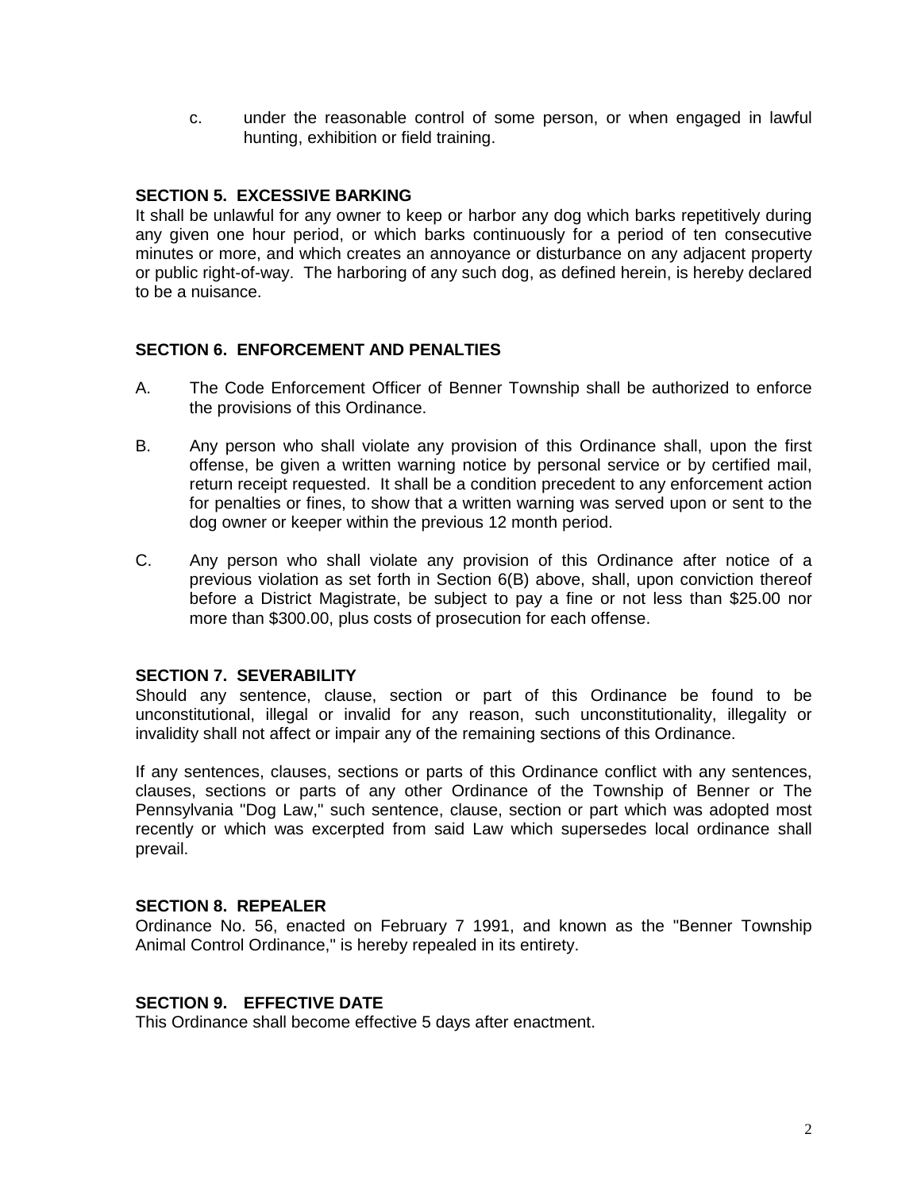c. under the reasonable control of some person, or when engaged in lawful hunting, exhibition or field training.

**SECTION 5. EXCESSIVE BARKING**
It shall be unlawful for any owner to keep or harbor any dog which barks repetitively during any given one hour period, or which barks continuously for a period of ten consecutive minutes or more, and which creates an annoyance or disturbance on any adjacent property or public right-of-way. The harboring of any such dog, as defined herein, is hereby declared to be a nuisance.

**SECTION 6. ENFORCEMENT AND PENALTIES**

A. The Code Enforcement Officer of Benner Township shall be authorized to enforce the provisions of this Ordinance.

B. Any person who shall violate any provision of this Ordinance shall, upon the first offense, be given a written warning notice by personal service or by certified mail, return receipt requested. It shall be a condition precedent to any enforcement action for penalties or fines, to show that a written warning was served upon or sent to the dog owner or keeper within the previous 12 month period.

C. Any person who shall violate any provision of this Ordinance after notice of a previous violation as set forth in Section 6(B) above, shall, upon conviction thereof before a District Magistrate, be subject to pay a fine or not less than $25.00 nor more than $300.00, plus costs of prosecution for each offense.

**SECTION 7. SEVERABILITY**
Should any sentence, clause, section or part of this Ordinance be found to be unconstitutional, illegal or invalid for any reason, such unconstitutionality, illegality or invalidity shall not affect or impair any of the remaining sections of this Ordinance.

If any sentences, clauses, sections or parts of this Ordinance conflict with any sentences, clauses, sections or parts of any other Ordinance of the Township of Benner or The Pennsylvania "Dog Law," such sentence, clause, section or part which was adopted most recently or which was excerpted from said Law which supersedes local ordinance shall prevail.

**SECTION 8. REPEALER**
Ordinance No. 56, enacted on February 7 1991, and known as the "Benner Township Animal Control Ordinance," is hereby repealed in its entirety.

**SECTION 9. EFFECTIVE DATE**
This Ordinance shall become effective 5 days after enactment.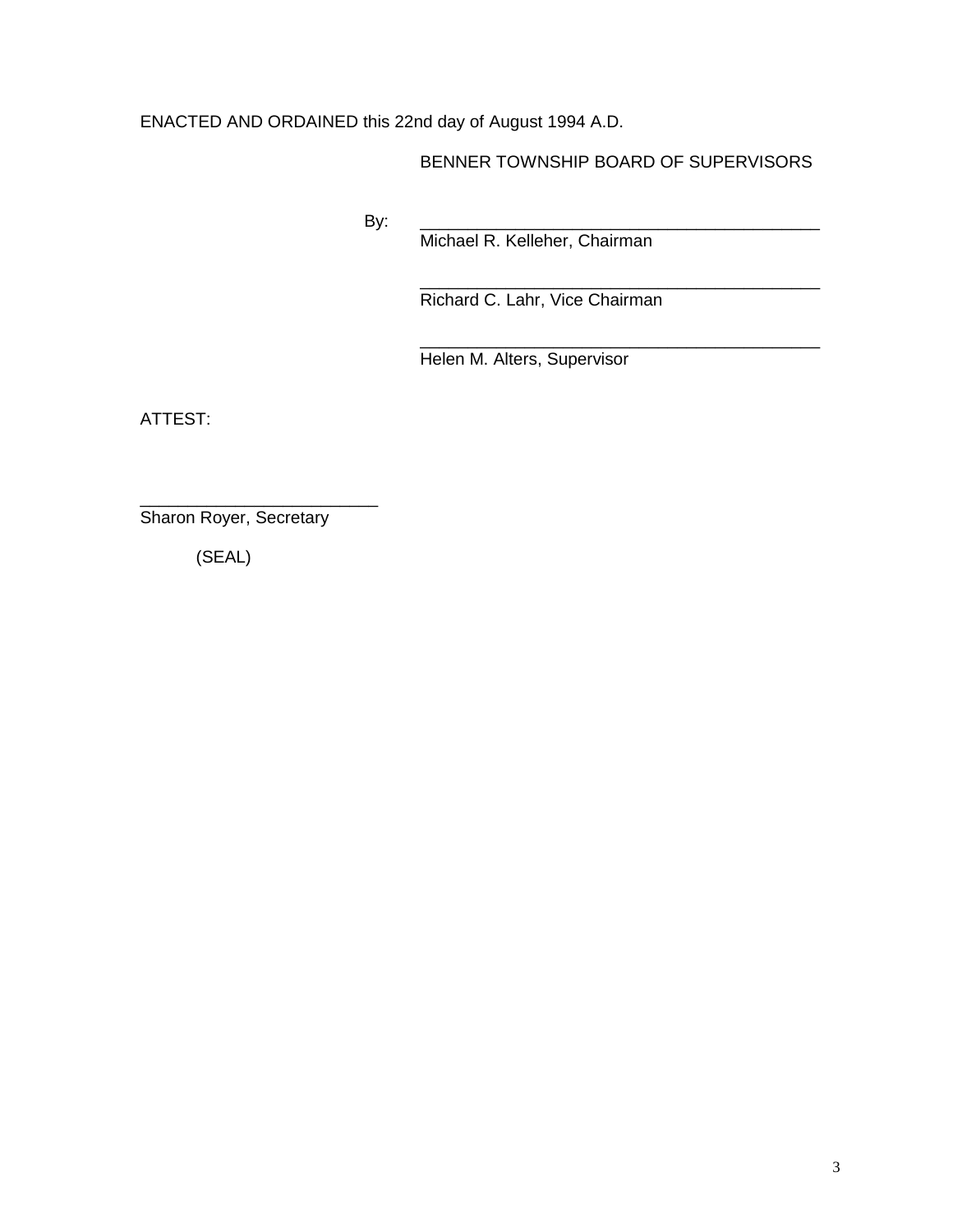ENACTED AND ORDAINED this 22nd day of August 1994 A.D.

BENNER TOWNSHIP BOARD OF SUPERVISORS

By: ____________________________________________
Michael R. Kelleher, Chairman

____________________________________________
Richard C. Lahr, Vice Chairman

____________________________________________
Helen M. Alters, Supervisor

ATTEST:

__________________________
Sharon Royer, Secretary

(SEAL)